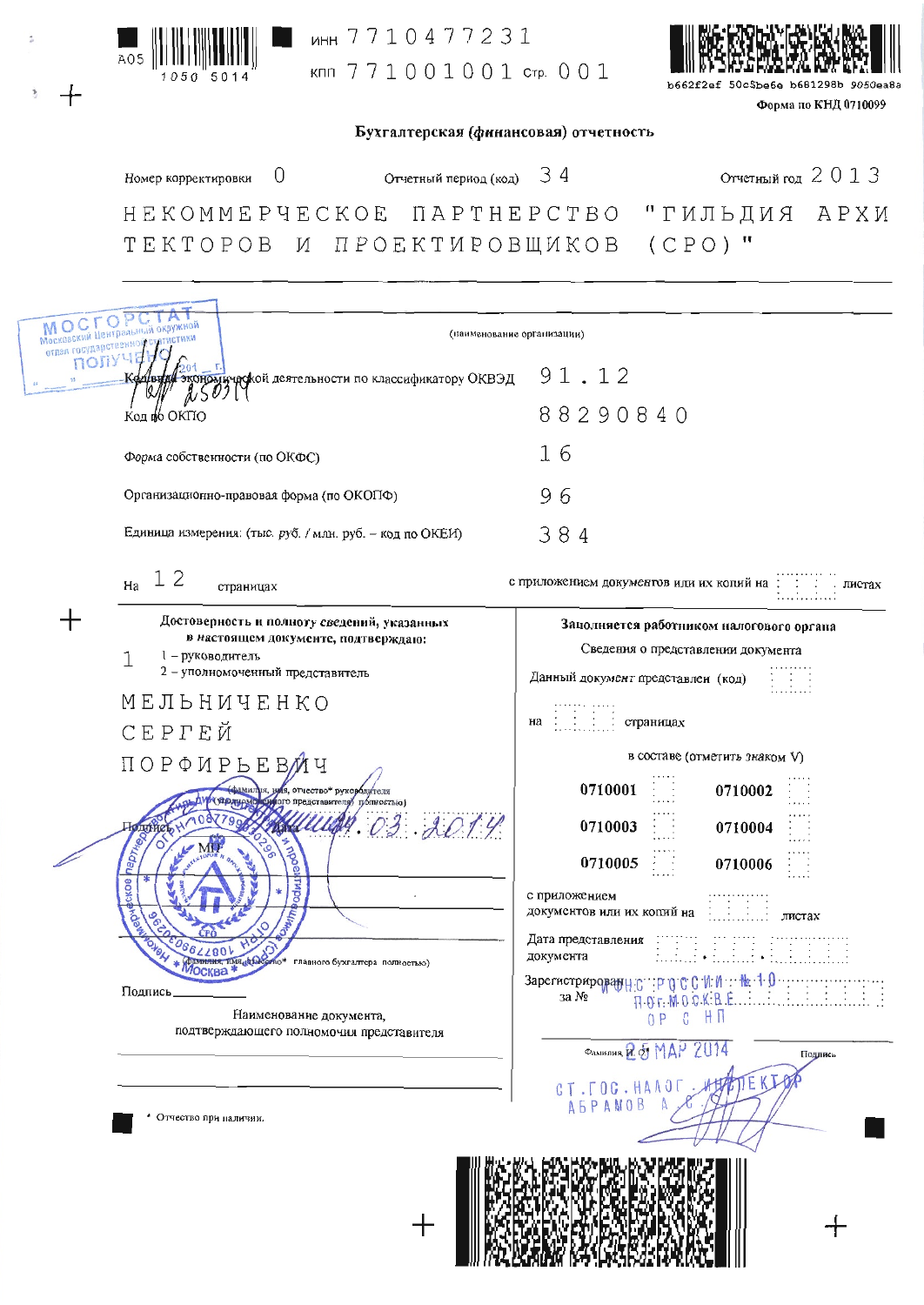ИНН 7710477231

КПП 771001001 Стр. 001

Форма по КНД 0710099

## Бухгалтерская (финансовая) отчетность

Номер корректировки 0 | Отчетный период (код) 34 | Отчетный год 2013

НЕКОММЕРЧЕСКОЕ ПАРТНЕРСТВО "ГИЛЬДИЯ АРХИТЕКТОРОВ И ПРОЕКТИРОВЩИКОВ (СРО)"

(наименование организации)

МОСГОРСТАТ
Московский Центральный окружной отдел государственной статистики
ПОЛУЧЕНО
25.03.14

| | |
|---|---|
| Код вида экономической деятельности по классификатору ОКВЭД | 91.12 |
| Код по ОКПО | 88290840 |
| Форма собственности (по ОКФС) | 16 |
| Организационно-правовая форма (по ОКОПФ) | 96 |
| Единица измерения: (тыс. руб. / млн. руб. – код по ОКЕИ) | 384 |

На 12 страницах с приложением документов или их копий на листах

**Достоверность и полноту сведений, указанных в настоящем документе, подтверждаю:**

1 – руководитель
2 – уполномоченный представитель

1

МЕЛЬНИЧЕНКО
СЕРГЕЙ
ПОРФИРЬЕВИЧ

(фамилия, имя, отчество* руководителя (уполномоченного представителя) полностью)

Подпись ______ Дата 24.03.2014

МП

(фамилия, имя, отчество* главного бухгалтера полностью)

Подпись ______

Наименование документа, подтверждающего полномочия представителя

\* Отчество при наличии.

**Заполняется работником налогового органа**

Сведения о представлении документа

Данный документ представлен (код)

на страницах

в составе (отметить знаком V)

| | | | |
|---|---|---|---|
| 0710001 | | 0710002 | |
| 0710003 | | 0710004 | |
| 0710005 | | 0710006 | |

с приложением документов или их копий на листах

Дата представления документа

Зарегистрирован за № ИФНС России № 10 по г. Москве ОР с НП

Фамилия, И. О. 25 МАР 2014 Подпись

СТ. ГОС. НАЛОГ. ИНСПЕКТОР АБРАМОВ А. С.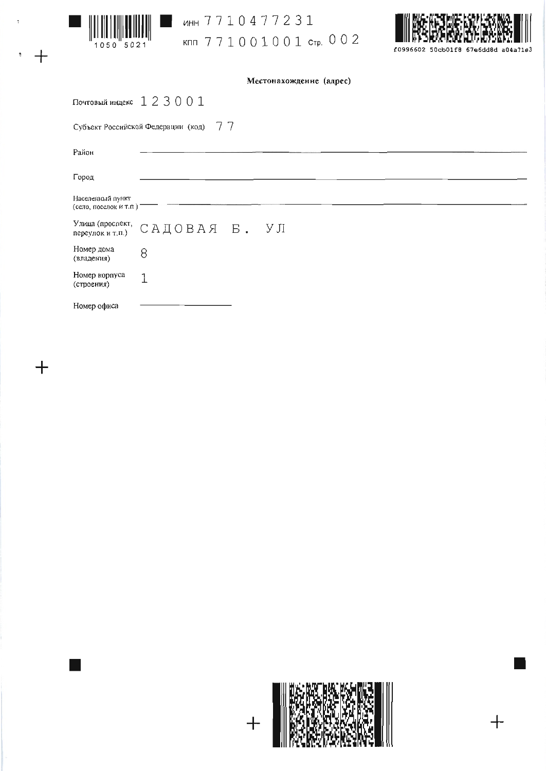ИНН 7710477231

КПП 771001001 Стр. 002

## Местонахождение (адрес)

Почтовый индекс 123001

Субъект Российской Федерации (код) 77

Район

Город

Населенный пункт (село, поселок и т.п.)

Улица (проспект, переулок и т.п.) САДОВАЯ Б. УЛ

Номер дома (владения) 8

Номер корпуса (строения) 1

Номер офиса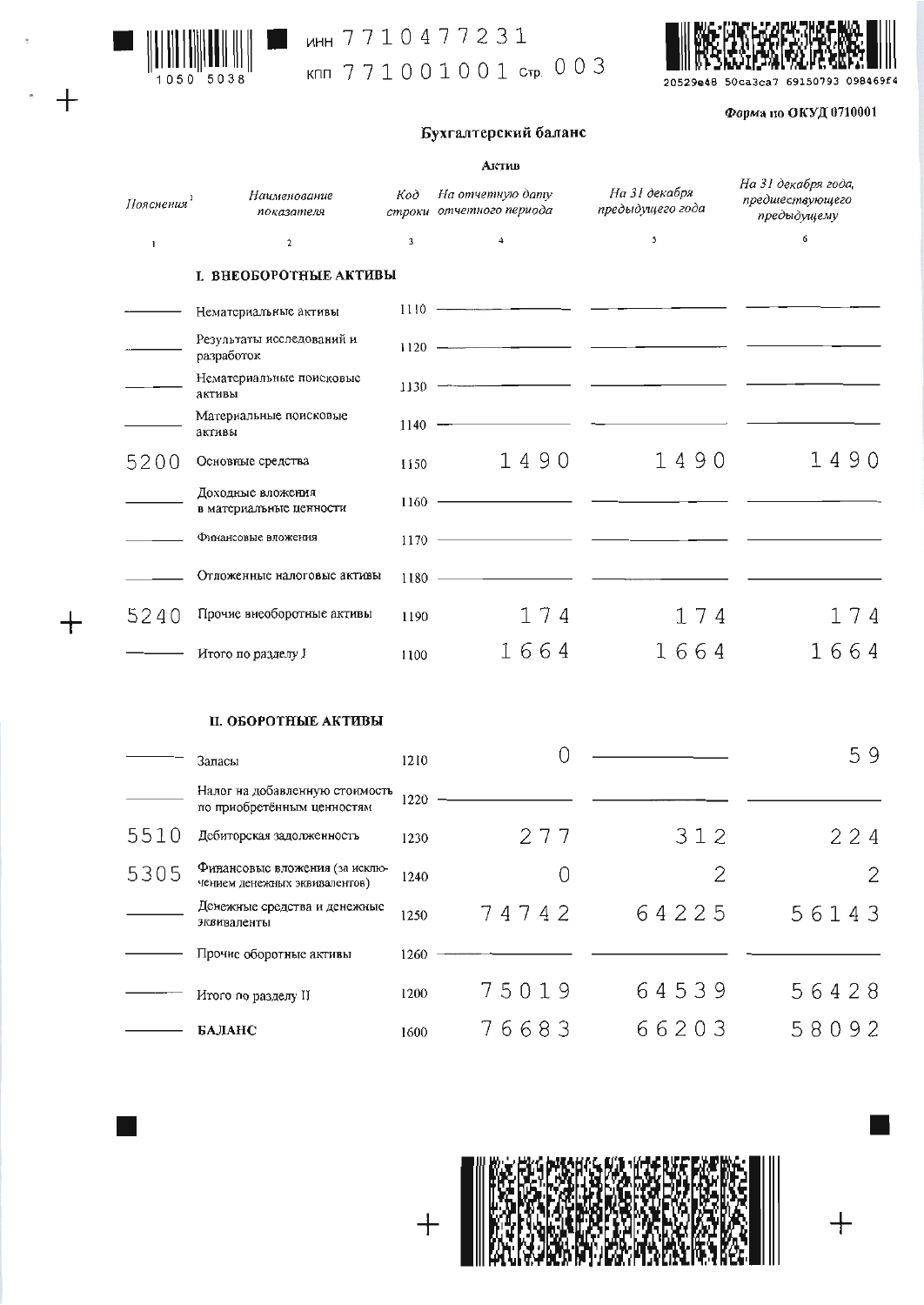ИНН 7710477231
КПП 771001001

Форма по ОКУД 0710001

## Бухгалтерский баланс

### Актив

| Пояснения[1] | Наименование показателя | Код строки | На отчетную дату отчетного периода | На 31 декабря предыдущего года | На 31 декабря года, предшествующего предыдущему |
|---|---|---|---|---|---|
| 1 | 2 | 3 | 4 | 5 | 6 |
| | **I. ВНЕОБОРОТНЫЕ АКТИВЫ** | | | | |
| — | Нематериальные активы | 1110 | — | — | — |
| — | Результаты исследований и разработок | 1120 | — | — | — |
| — | Нематериальные поисковые активы | 1130 | — | — | — |
| — | Материальные поисковые активы | 1140 | — | — | — |
| 5200 | Основные средства | 1150 | 1490 | 1490 | 1490 |
| — | Доходные вложения в материальные ценности | 1160 | — | — | — |
| — | Финансовые вложения | 1170 | — | — | — |
| — | Отложенные налоговые активы | 1180 | — | — | — |
| 5240 | Прочие внеоборотные активы | 1190 | 174 | 174 | 174 |
| — | Итого по разделу I | 1100 | 1664 | 1664 | 1664 |
| | **II. ОБОРОТНЫЕ АКТИВЫ** | | | | |
| — | Запасы | 1210 | 0 | — | 59 |
| — | Налог на добавленную стоимость по приобретённым ценностям | 1220 | — | — | — |
| 5510 | Дебиторская задолженность | 1230 | 277 | 312 | 224 |
| 5305 | Финансовые вложения (за исключением денежных эквивалентов) | 1240 | 0 | 2 | 2 |
| — | Денежные средства и денежные эквиваленты | 1250 | 74742 | 64225 | 56143 |
| — | Прочие оборотные активы | 1260 | — | — | — |
| — | Итого по разделу II | 1200 | 75019 | 64539 | 56428 |
| — | **БАЛАНС** | 1600 | 76683 | 66203 | 58092 |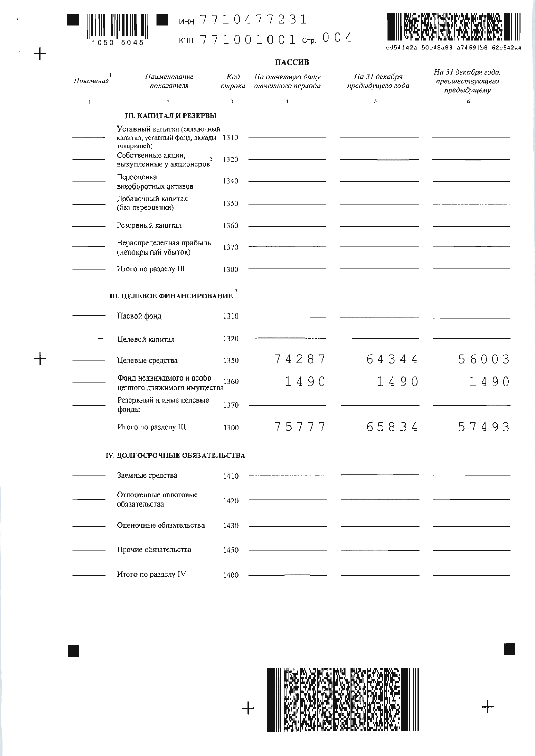ИНН 7710477231

КПП 771001001 Стр. 004

## ПАССИВ

| Пояснения [1] | Наименование показателя | Код строки | На отчетную дату отчетного периода | На 31 декабря предыдущего года | На 31 декабря года, предшествующего предыдущему |
|---|---|---|---|---|---|
| 1 | 2 | 3 | 4 | 5 | 6 |
| | **III. КАПИТАЛ И РЕЗЕРВЫ** | | | | |
| | Уставный капитал (складочный капитал, уставный фонд, вклады товарищей) | 1310 | | | |
| | Собственные акции, выкупленные у акционеров [2] | 1320 | | | |
| | Переоценка внеоборотных активов | 1340 | | | |
| | Добавочный капитал (без переоценки) | 1350 | | | |
| | Резервный капитал | 1360 | | | |
| | Нераспределенная прибыль (непокрытый убыток) | 1370 | | | |
| | Итого по разделу III | 1300 | | | |
| | **III. ЦЕЛЕВОЕ ФИНАНСИРОВАНИЕ** [3] | | | | |
| | Паевой фонд | 1310 | | | |
| | Целевой капитал | 1320 | | | |
| | Целевые средства | 1350 | 74287 | 64344 | 56003 |
| | Фонд недвижимого и особо ценного движимого имущества | 1360 | 1490 | 1490 | 1490 |
| | Резервный и иные целевые фонды | 1370 | | | |
| | Итого по разделу III | 1300 | 75777 | 65834 | 57493 |
| | **IV. ДОЛГОСРОЧНЫЕ ОБЯЗАТЕЛЬСТВА** | | | | |
| | Заемные средства | 1410 | | | |
| | Отложенные налоговые обязательства | 1420 | | | |
| | Оценочные обязательства | 1430 | | | |
| | Прочие обязательства | 1450 | | | |
| | Итого по разделу IV | 1400 | | | |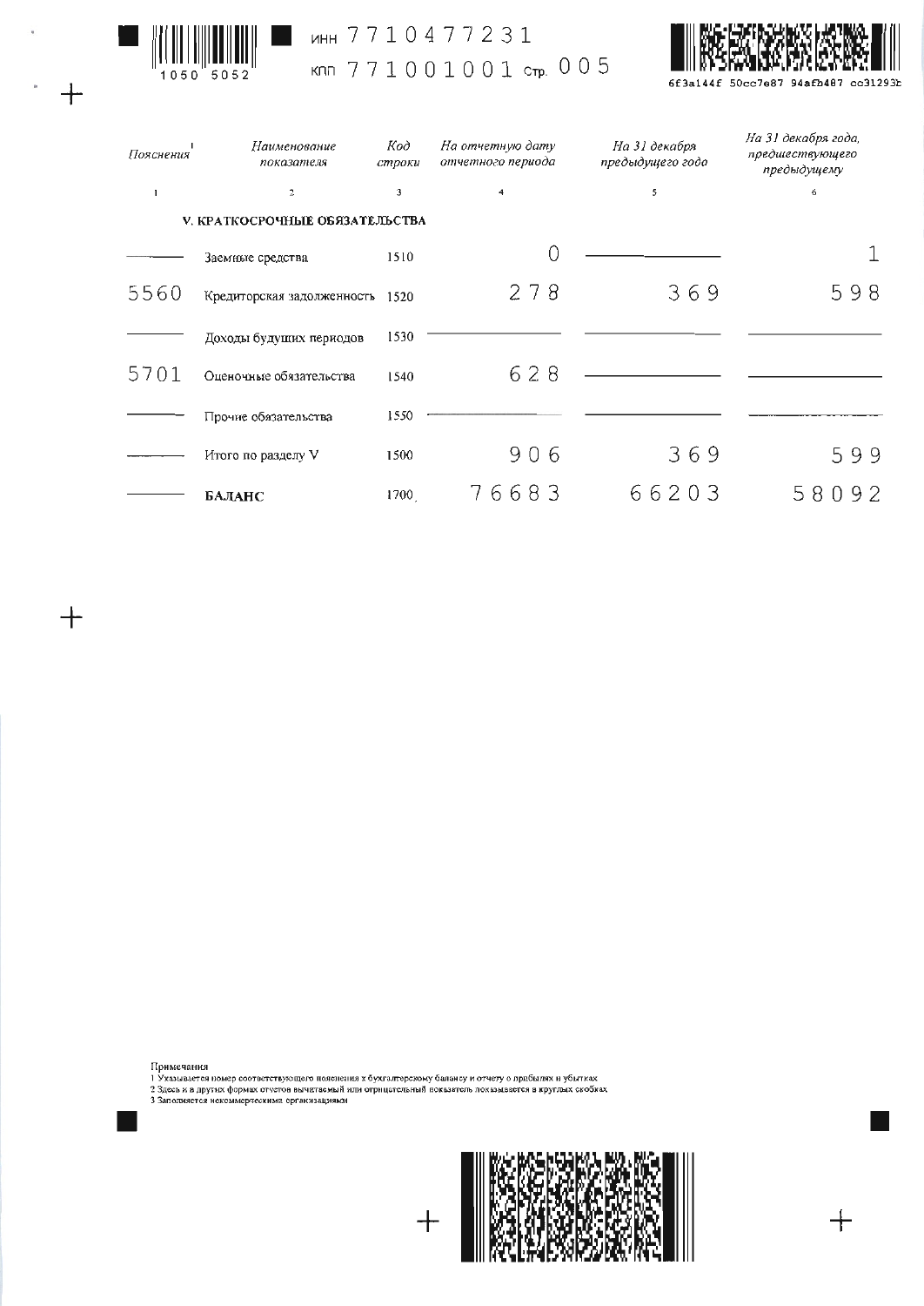ИНН 7710477231

КПП 771001001

| *Пояснения*[1] | *Наименование показателя* | *Код строки* | *На отчетную дату отчетного периода* | *На 31 декабря предыдущего года* | *На 31 декабря года, предшествующего предыдущему* |
|---|---|---|---|---|---|
| 1 | 2 | 3 | 4 | 5 | 6 |
| | **V. КРАТКОСРОЧНЫЕ ОБЯЗАТЕЛЬСТВА** | | | | |
| — | Заемные средства | 1510 | 0 | — | 1 |
| 5560 | Кредиторская задолженность | 1520 | 278 | 369 | 598 |
| — | Доходы будущих периодов | 1530 | — | — | — |
| 5701 | Оценочные обязательства | 1540 | 628 | — | — |
| — | Прочие обязательства | 1550 | — | — | — |
| — | Итого по разделу V | 1500 | 906 | 369 | 599 |
| — | **БАЛАНС** | 1700 | 76683 | 66203 | 58092 |

Примечания

1 Указывается номер соответствующего пояснения к бухгалтерскому балансу и отчету о прибылях и убытках

2 Здесь и в других формах отчетов вычитаемый или отрицательный показатель показывается в круглых скобках

3 Заполняется некоммерческими организациями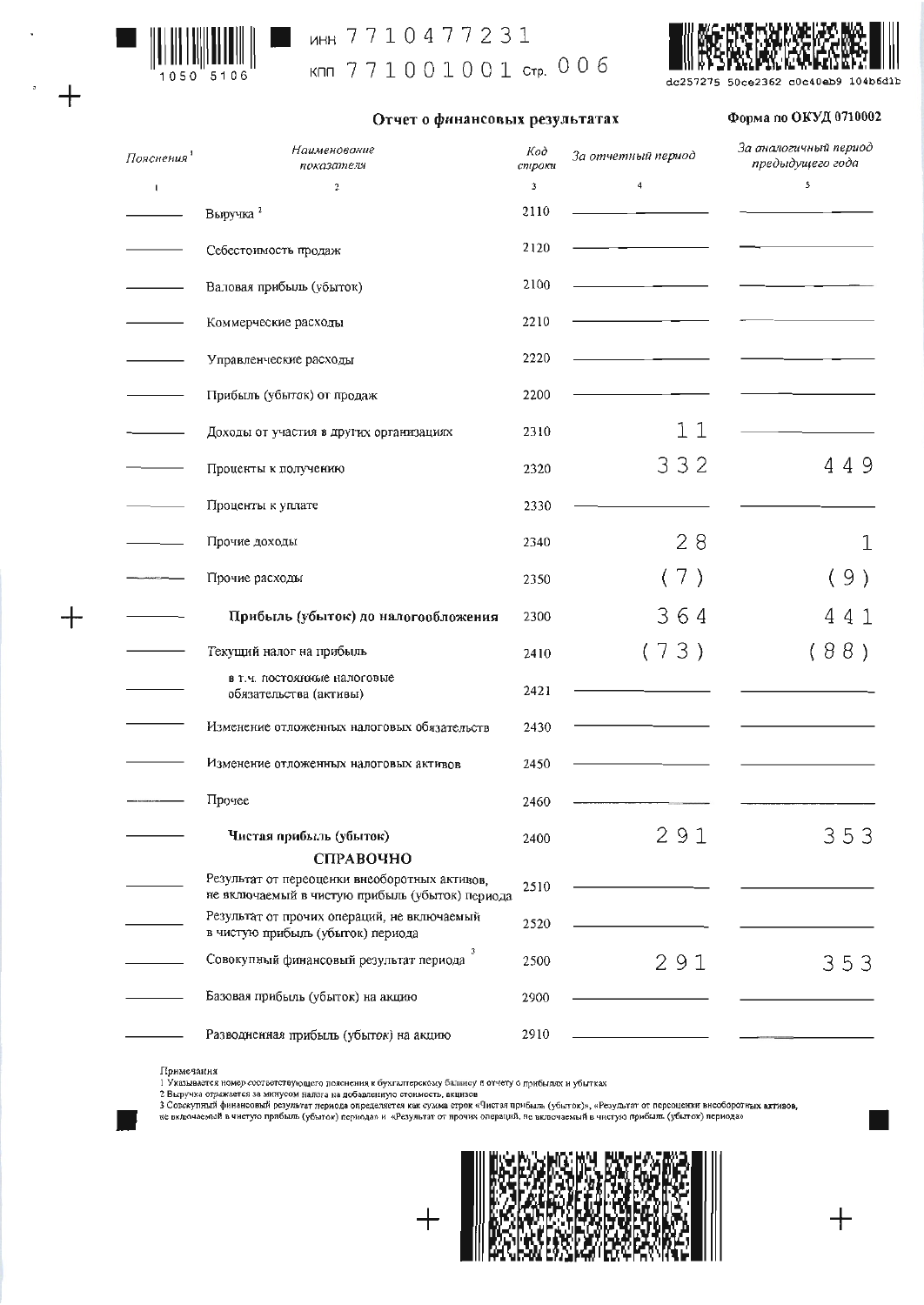ИНН 7710477231

КПП 771001001

## Отчет о финансовых результатах

Форма по ОКУД 0710002

| *Пояснения* [1] | *Наименование показателя* | *Код строки* | *За отчетный период* | *За аналогичный период предыдущего года* |
|---|---|---|---|---|
| 1 | 2 | 3 | 4 | 5 |
| | Выручка [2] | 2110 | | |
| | Себестоимость продаж | 2120 | | |
| | Валовая прибыль (убыток) | 2100 | | |
| | Коммерческие расходы | 2210 | | |
| | Управленческие расходы | 2220 | | |
| | Прибыль (убыток) от продаж | 2200 | | |
| | Доходы от участия в других организациях | 2310 | 11 | |
| | Проценты к получению | 2320 | 332 | 449 |
| | Проценты к уплате | 2330 | | |
| | Прочие доходы | 2340 | 28 | 1 |
| | Прочие расходы | 2350 | (7) | (9) |
| | **Прибыль (убыток) до налогообложения** | 2300 | 364 | 441 |
| | Текущий налог на прибыль | 2410 | (73) | (88) |
| | в т.ч. постоянные налоговые обязательства (активы) | 2421 | | |
| | Изменение отложенных налоговых обязательств | 2430 | | |
| | Изменение отложенных налоговых активов | 2450 | | |
| | Прочее | 2460 | | |
| | **Чистая прибыль (убыток)** | 2400 | 291 | 353 |
| | **СПРАВОЧНО** | | | |
| | Результат от переоценки внеоборотных активов, не включаемый в чистую прибыль (убыток) периода | 2510 | | |
| | Результат от прочих операций, не включаемый в чистую прибыль (убыток) периода | 2520 | | |
| | Совокупный финансовый результат периода [3] | 2500 | 291 | 353 |
| | Базовая прибыль (убыток) на акцию | 2900 | | |
| | Разводненная прибыль (убыток) на акцию | 2910 | | |

Примечания

1 Указывается номер соответствующего пояснения к бухгалтерскому балансу и отчету о прибылях и убытках

2 Выручка отражается за минусом налога на добавленную стоимость, акцизов

3 Совокупный финансовый результат периода определяется как сумма строк «Чистая прибыль (убыток)», «Результат от переоценки внеоборотных активов, не включаемый в чистую прибыль (убыток) периода» и «Результат от прочих операций, не включаемый в чистую прибыль (убыток) периода»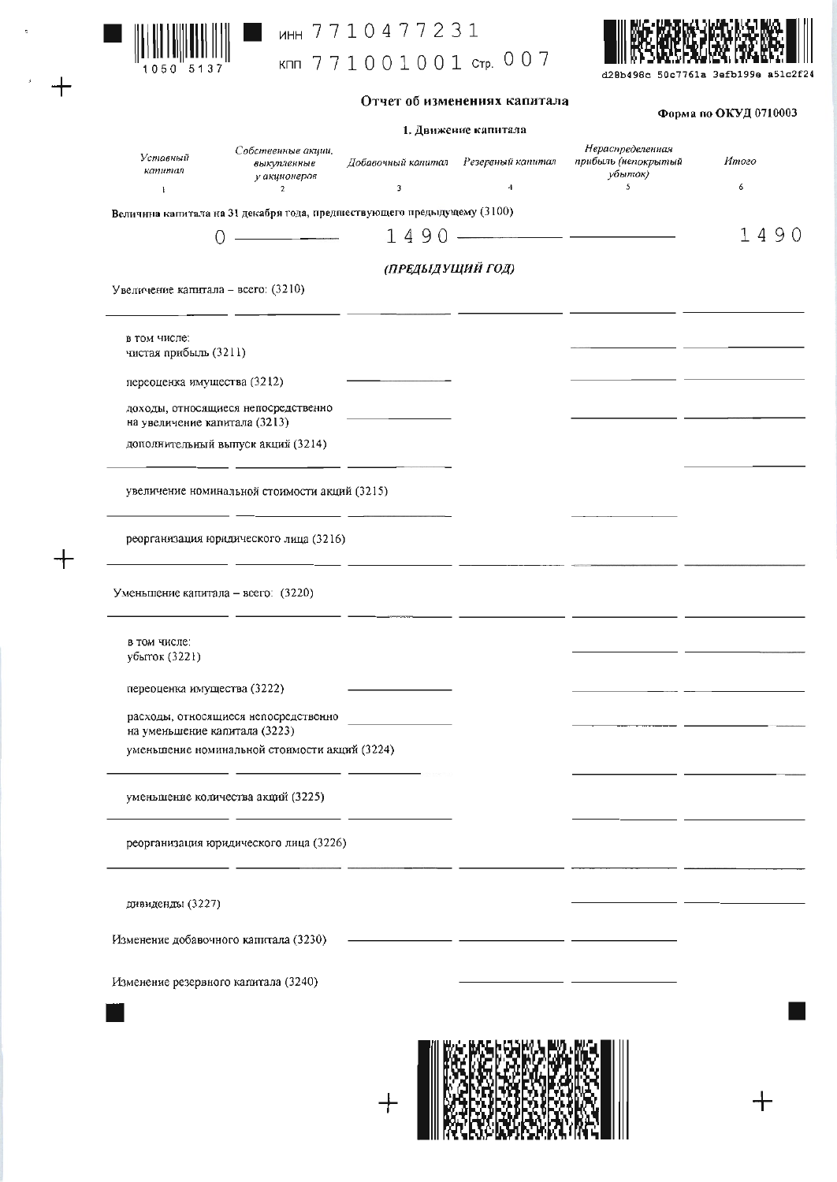ИНН 7710477231

КПП 771001001

## Отчет об изменениях капитала

**Форма по ОКУД 0710003**

### 1. Движение капитала

| | Уставный капитал | Собственные акции, выкупленные у акционеров | Добавочный капитал | Резервный капитал | Нераспределенная прибыль (непокрытый убыток) | Итого |
|---|---|---|---|---|---|---|
| | 1 | 2 | 3 | 4 | 5 | 6 |
| Величина капитала на 31 декабря года, предшествующего предыдущему (3100) | 0 | — | 1490 | — | — | 1490 |
| ***(ПРЕДЫДУЩИЙ ГОД)*** | | | | | | |
| Увеличение капитала – всего: (3210) | | | | | | |
| в том числе: чистая прибыль (3211) | | | | | | |
| переоценка имущества (3212) | | | | | | |
| доходы, относящиеся непосредственно на увеличение капитала (3213) | | | | | | |
| дополнительный выпуск акций (3214) | | | | | | |
| увеличение номинальной стоимости акций (3215) | | | | | | |
| реорганизация юридического лица (3216) | | | | | | |
| Уменьшение капитала – всего: (3220) | | | | | | |
| в том числе: убыток (3221) | | | | | | |
| переоценка имущества (3222) | | | | | | |
| расходы, относящиеся непосредственно на уменьшение капитала (3223) | | | | | | |
| уменьшение номинальной стоимости акций (3224) | | | | | | |
| уменьшение количества акций (3225) | | | | | | |
| реорганизация юридического лица (3226) | | | | | | |
| дивиденды (3227) | | | | | | |
| Изменение добавочного капитала (3230) | | | | | | |
| Изменение резервного капитала (3240) | | | | | | |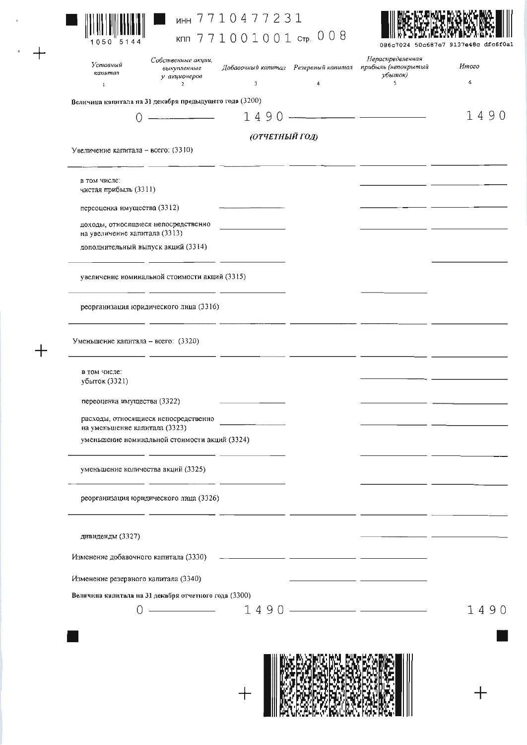ИНН 7710477231

КПП 771001001 Стр. 008

| | Уставный капитал | Собственные акции, выкупленные у акционеров | Добавочный капитал | Резервный капитал | Нераспределенная прибыль (непокрытый убыток) | Итого |
|---|---|---|---|---|---|---|
| | 1 | 2 | 3 | 4 | 5 | 6 |
| Величина капитала на 31 декабря предыдущего года (3200) | 0 | — | 1490 | — | — | 1490 |
| **(ОТЧЕТНЫЙ ГОД)** | | | | | | |
| Увеличение капитала – всего: (3310) | — | — | — | — | — | — |
| в том числе: чистая прибыль (3311) | | | | | — | — |
| переоценка имущества (3312) | | | — | | — | — |
| доходы, относящиеся непосредственно на увеличение капитала (3313) | | | — | | — | — |
| дополнительный выпуск акций (3314) | — | — | — | | | — |
| увеличение номинальной стоимости акций (3315) | — | — | — | | — | |
| реорганизация юридического лица (3316) | — | — | — | — | — | — |
| Уменьшение капитала – всего: (3320) | — | — | — | — | — | — |
| в том числе: убыток (3321) | | | | | — | — |
| переоценка имущества (3322) | | | — | | — | — |
| расходы, относящиеся непосредственно на уменьшение капитала (3323) | | | — | | — | — |
| уменьшение номинальной стоимости акций (3324) | — | — | — | | — | — |
| уменьшение количества акций (3325) | — | — | — | | — | — |
| реорганизация юридического лица (3326) | — | — | — | — | — | — |
| дивиденды (3327) | | | | | — | — |
| Изменение добавочного капитала (3330) | | | — | — | — | |
| Изменение резервного капитала (3340) | | | | — | — | |
| Величина капитала на 31 декабря отчетного года (3300) | 0 | — | 1490 | — | — | 1490 |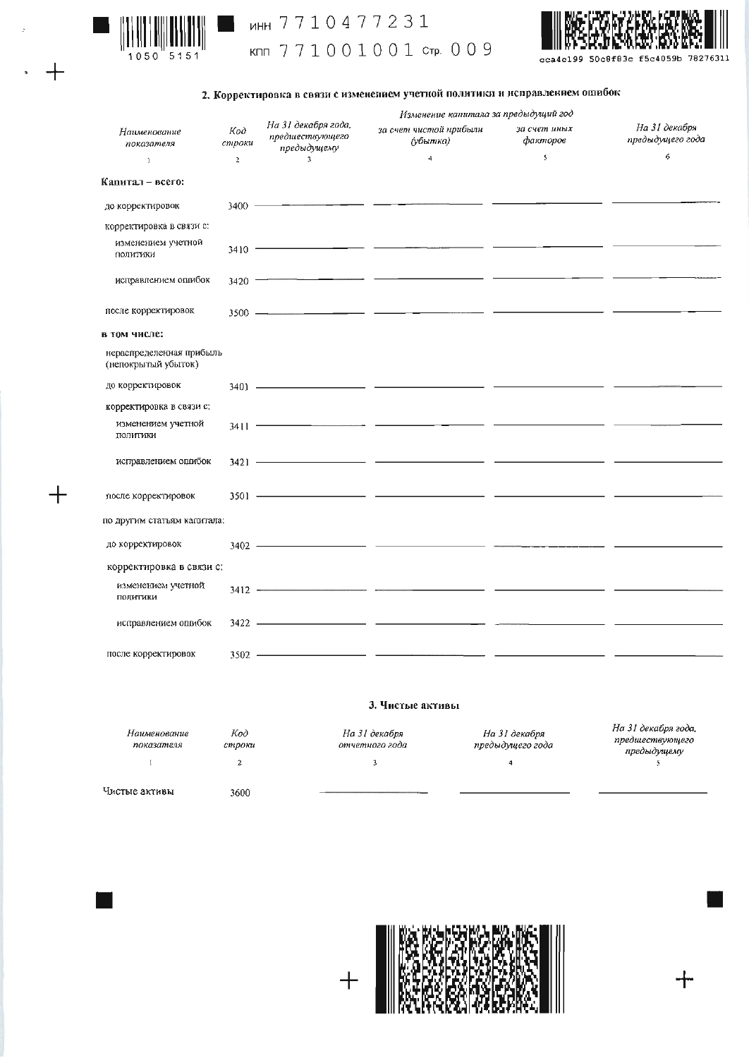ИНН 7710477231
КПП 771001001 Стр. 009

## 2. Корректировка в связи с изменением учетной политики и исправлением ошибок

| Наименование показателя | Код строки | На 31 декабря года, предшествующего предыдущему | Изменение капитала за предыдущий год | | На 31 декабря предыдущего года |
|---|---|---|---|---|---|
| | | | за счет чистой прибыли (убытка) | за счет иных факторов | |
| 1 | 2 | 3 | 4 | 5 | 6 |
| **Капитал – всего:** | | | | | |
| до корректировок | 3400 | — | — | — | — |
| корректировка в связи с: | | | | | |
| изменением учетной политики | 3410 | — | — | — | — |
| исправлением ошибок | 3420 | — | — | — | — |
| после корректировок | 3500 | — | — | — | — |
| **в том числе:** | | | | | |
| нераспределенная прибыль (непокрытый убыток) | | | | | |
| до корректировок | 3401 | — | — | — | — |
| корректировка в связи с: | | | | | |
| изменением учетной политики | 3411 | — | — | — | — |
| исправлением ошибок | 3421 | — | — | — | — |
| после корректировок | 3501 | — | — | — | — |
| по другим статьям капитала: | | | | | |
| до корректировок | 3402 | — | — | — | — |
| корректировка в связи с: | | | | | |
| изменением учетной политики | 3412 | — | — | — | — |
| исправлением ошибок | 3422 | — | — | — | — |
| после корректировок | 3502 | — | — | — | — |

## 3. Чистые активы

| Наименование показателя | Код строки | На 31 декабря отчетного года | На 31 декабря предыдущего года | На 31 декабря года, предшествующего предыдущему |
|---|---|---|---|---|
| 1 | 2 | 3 | 4 | 5 |
| Чистые активы | 3600 | — | — | — |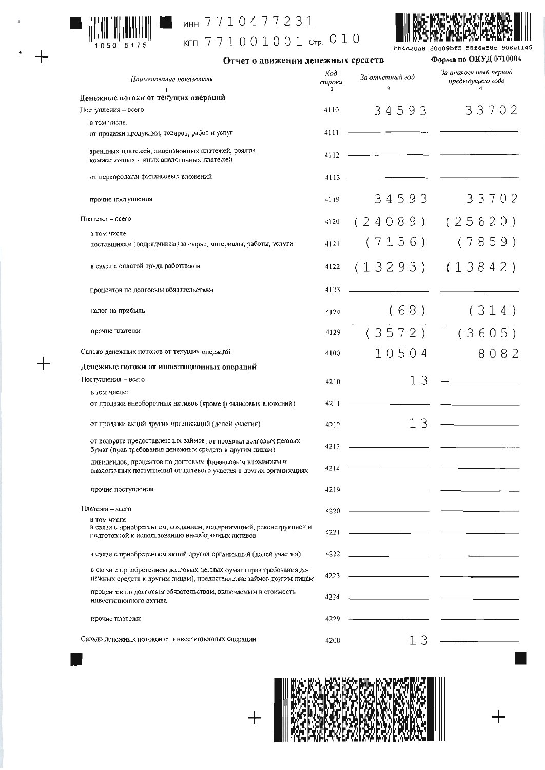ИНН 7710477231

КПП 771001001 Стр. 010

## Отчет о движении денежных средств

Форма по ОКУД 0710004

| Наименование показателя | Код строки | За отчетный год | За аналогичный период предыдущего года |
|---|---|---|---|
| 1 | 2 | 3 | 4 |
| **Денежные потоки от текущих операций** | | | |
| Поступления – всего | 4110 | 34593 | 33702 |
| в том числе: от продажи продукции, товаров, работ и услуг | 4111 | — | — |
| арендных платежей, лицензионных платежей, роялти, комиссионных и иных аналогичных платежей | 4112 | — | — |
| от перепродажи финансовых вложений | 4113 | — | — |
| прочие поступления | 4119 | 34593 | 33702 |
| Платежи – всего | 4120 | (24089) | (25620) |
| в том числе: поставщикам (подрядчикам) за сырье, материалы, работы, услуги | 4121 | (7156) | (7859) |
| в связи с оплатой труда работников | 4122 | (13293) | (13842) |
| процентов по долговым обязательствам | 4123 | — | — |
| налог на прибыль | 4124 | (68) | (314) |
| прочие платежи | 4129 | (3572) | (3605) |
| Сальдо денежных потоков от текущих операций | 4100 | 10504 | 8082 |
| **Денежные потоки от инвестиционных операций** | | | |
| Поступления – всего | 4210 | 13 | — |
| в том числе: от продажи внеоборотных активов (кроме финансовых вложений) | 4211 | — | — |
| от продажи акций других организаций (долей участия) | 4212 | 13 | — |
| от возврата предоставленных займов, от продажи долговых ценных бумаг (прав требования денежных средств к другим лицам) | 4213 | — | — |
| дивидендов, процентов по долговым финансовым вложениям и аналогичных поступлений от долевого участия в других организациях | 4214 | — | — |
| прочие поступления | 4219 | — | — |
| Платежи – всего | 4220 | — | — |
| в том числе: в связи с приобретением, созданием, модернизацией, реконструкцией и подготовкой к использованию внеоборотных активов | 4221 | — | — |
| в связи с приобретением акций других организаций (долей участия) | 4222 | — | — |
| в связи с приобретением долговых ценных бумаг (прав требования денежных средств к другим лицам), предоставление займов другим лицам | 4223 | — | — |
| процентов по долговым обязательствам, включаемым в стоимость инвестиционного актива | 4224 | — | — |
| прочие платежи | 4229 | — | — |
| Сальдо денежных потоков от инвестиционных операций | 4200 | 13 | — |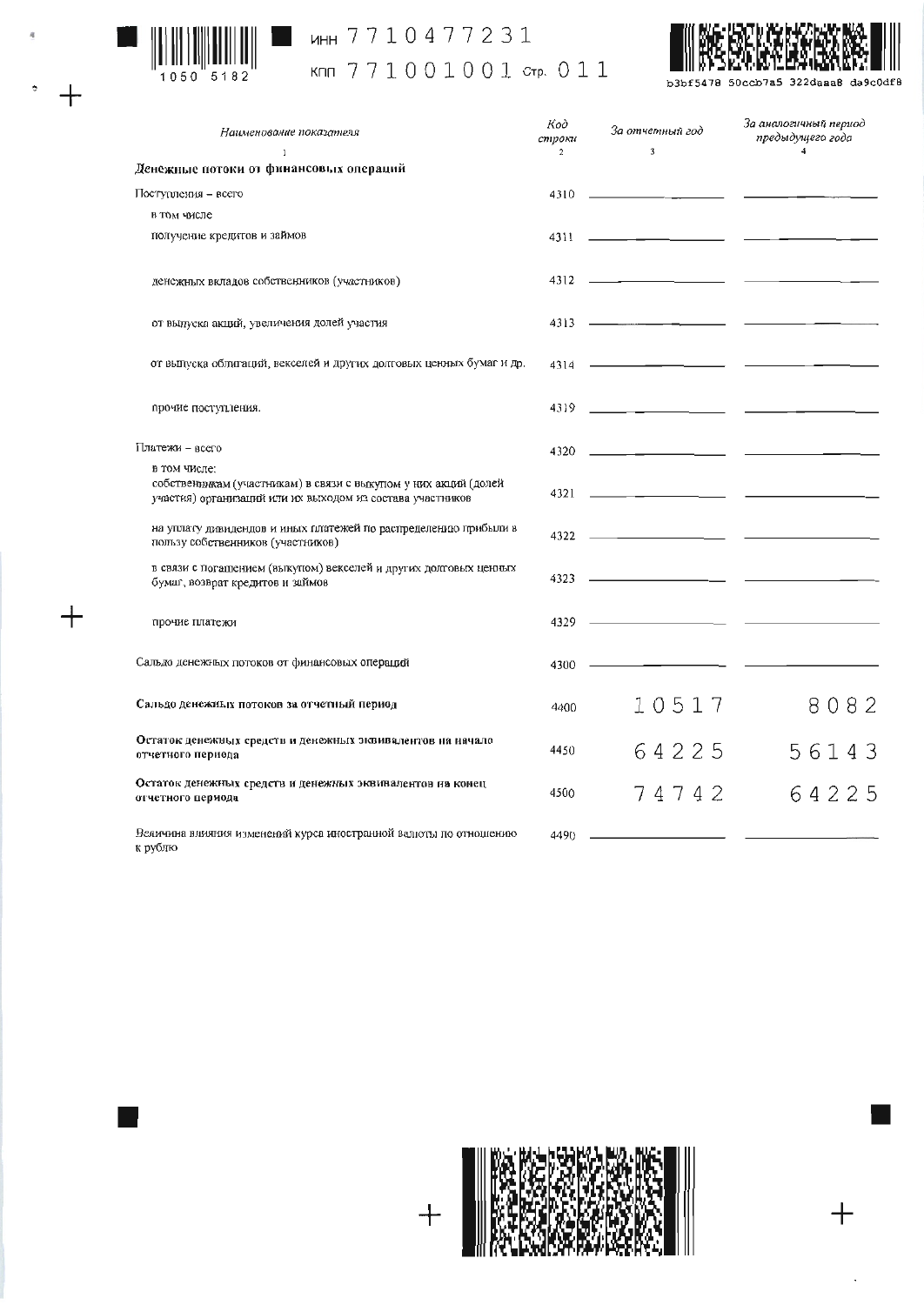ИНН 7710477231

КПП 771001001 Стр. 011

| Наименование показателя | Код строки | За отчетный год | За аналогичный период предыдущего года |
|---|---|---|---|
| 1 | 2 | 3 | 4 |
| **Денежные потоки от финансовых операций** | | | |
| Поступления – всего | 4310 | | |
| в том числе получение кредитов и займов | 4311 | | |
| денежных вкладов собственников (участников) | 4312 | | |
| от выпуска акций, увеличения долей участия | 4313 | | |
| от выпуска облигаций, векселей и других долговых ценных бумаг и др. | 4314 | | |
| прочие поступления. | 4319 | | |
| Платежи – всего | 4320 | | |
| в том числе: собственникам (участникам) в связи с выкупом у них акций (долей участия) организаций или их выходом из состава участников | 4321 | | |
| на уплату дивидендов и иных платежей по распределению прибыли в пользу собственников (участников) | 4322 | | |
| в связи с погашением (выкупом) векселей и других долговых ценных бумаг, возврат кредитов и займов | 4323 | | |
| прочие платежи | 4329 | | |
| Сальдо денежных потоков от финансовых операций | 4300 | | |
| **Сальдо денежных потоков за отчетный период** | 4400 | 10517 | 8082 |
| **Остаток денежных средств и денежных эквивалентов на начало отчетного периода** | 4450 | 64225 | 56143 |
| **Остаток денежных средств и денежных эквивалентов на конец отчетного периода** | 4500 | 74742 | 64225 |
| Величина влияния изменений курса иностранной валюты по отношению к рублю | 4490 | | |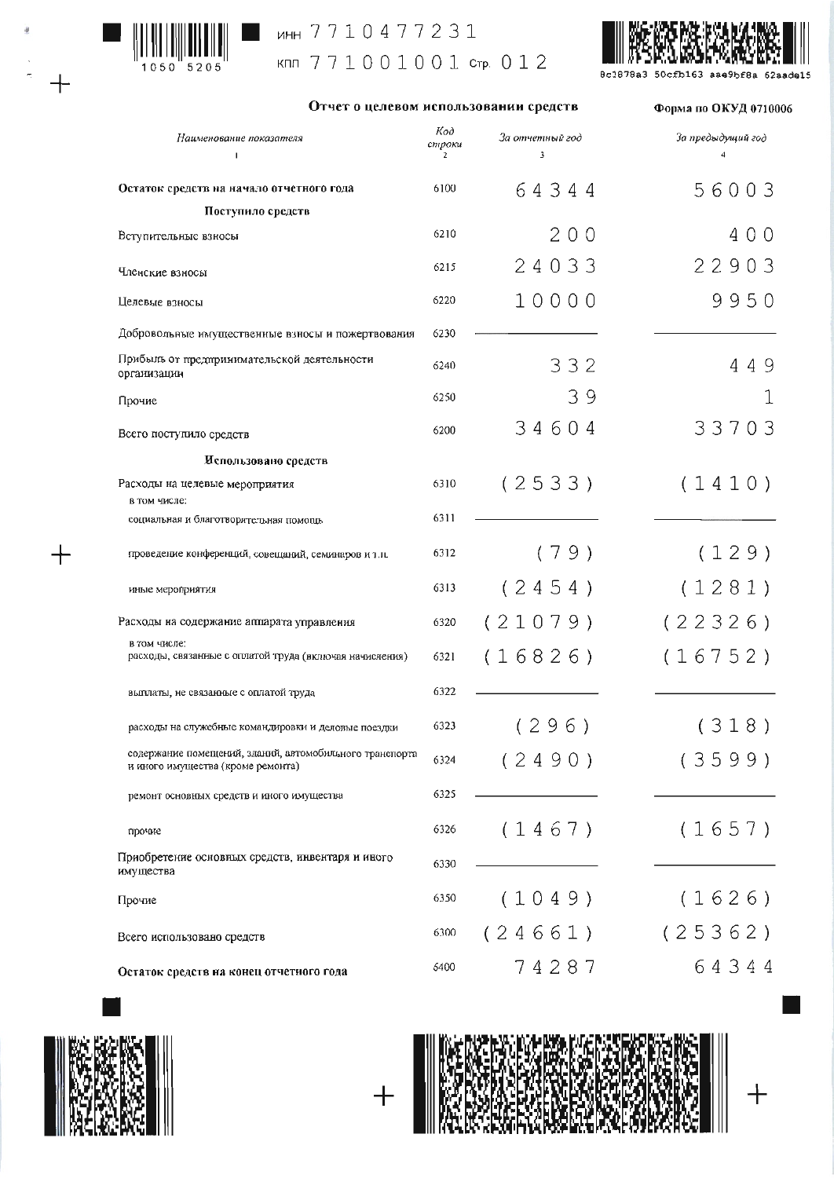ИНН 7710477231

КПП 771001001 Стр. 012

## Отчет о целевом использовании средств

**Форма по ОКУД 0710006**

| *Наименование показателя* | *Код строки* | *За отчетный год* | *За предыдущий год* |
|---|---|---|---|
| 1 | 2 | 3 | 4 |
| **Остаток средств на начало отчетного года** | 6100 | 64344 | 56003 |
| **Поступило средств** | | | |
| Вступительные взносы | 6210 | 200 | 400 |
| Членские взносы | 6215 | 24033 | 22903 |
| Целевые взносы | 6220 | 10000 | 9950 |
| Добровольные имущественные взносы и пожертвования | 6230 | — | — |
| Прибыль от предпринимательской деятельности организации | 6240 | 332 | 449 |
| Прочие | 6250 | 39 | 1 |
| Всего поступило средств | 6200 | 34604 | 33703 |
| **Использовано средств** | | | |
| Расходы на целевые мероприятия в том числе: | 6310 | (2533) | (1410) |
| социальная и благотворительная помощь | 6311 | — | — |
| проведение конференций, совещаний, семинаров и т.п. | 6312 | (79) | (129) |
| иные мероприятия | 6313 | (2454) | (1281) |
| Расходы на содержание аппарата управления | 6320 | (21079) | (22326) |
| в том числе: расходы, связанные с оплатой труда (включая начисления) | 6321 | (16826) | (16752) |
| выплаты, не связанные с оплатой труда | 6322 | — | — |
| расходы на служебные командировки и деловые поездки | 6323 | (296) | (318) |
| содержание помещений, зданий, автомобильного транспорта и иного имущества (кроме ремонта) | 6324 | (2490) | (3599) |
| ремонт основных средств и иного имущества | 6325 | — | — |
| прочие | 6326 | (1467) | (1657) |
| Приобретение основных средств, инвентаря и иного имущества | 6330 | — | — |
| Прочие | 6350 | (1049) | (1626) |
| Всего использовано средств | 6300 | (24661) | (25362) |
| **Остаток средств на конец отчетного года** | 6400 | 74287 | 64344 |